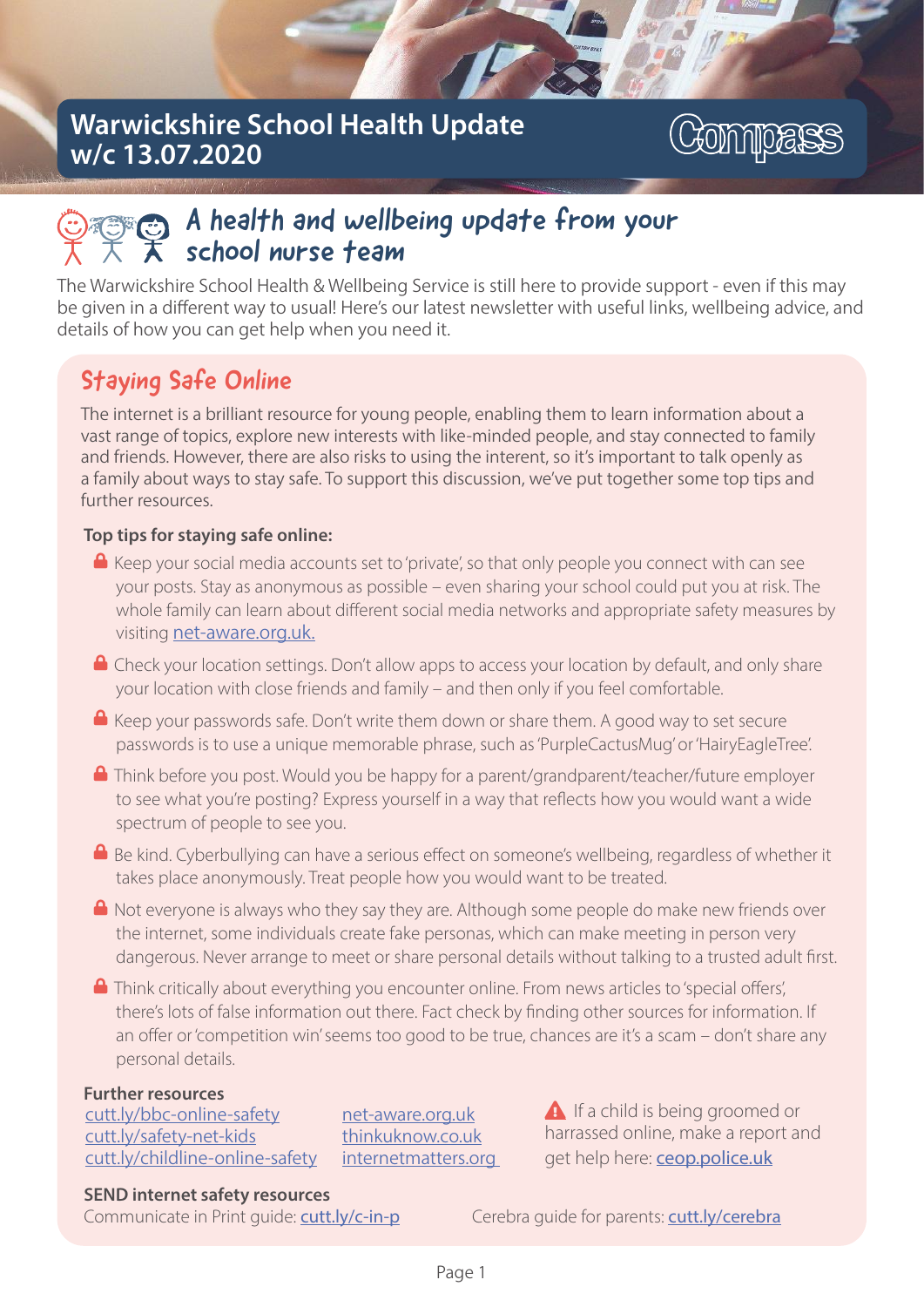# Warwickshire School Health Update w/c 13.07.2020

Compass

## A health and wellbeing update from your school nurse team

The Warwickshire School Health & Wellbeing Service is still here to provide support - even if this may be given in a different way to usual! Here's our latest newsletter with useful links, wellbeing advice, and details of how you can get help when you need it.

## Staying Safe Online

The internet is a brilliant resource for young people, enabling them to learn information about a vast range of topics, explore new interests with like-minded people, and stay connected to family and friends. However, there are also risks to using the interent, so it's important to talk openly as a family about ways to stay safe. To support this discussion, we've put together some top tips and further resources.

**Top tips for staying safe online:**

- Keep your social media accounts set to 'private', so that only people you connect with can see your posts. Stay as anonymous as possible – even sharing your school could put you at risk. The whole family can learn about different social media networks and appropriate safety measures by visiting net-aware.org.uk.
- Check your location settings. Don't allow apps to access your location by default, and only share your location with close friends and family – and then only if you feel comfortable.
- Keep your passwords safe. Don't write them down or share them. A good way to set secure passwords is to use a unique memorable phrase, such as 'PurpleCactusMug' or 'HairyEagleTree'.
- Think before you post. Would you be happy for a parent/grandparent/teacher/future employer to see what you're posting? Express yourself in a way that reflects how you would want a wide spectrum of people to see you.
- Be kind. Cyberbullying can have a serious effect on someone's wellbeing, regardless of whether it takes place anonymously. Treat people how you would want to be treated.
- Not everyone is always who they say they are. Although some people do make new friends over the internet, some individuals create fake personas, which can make meeting in person very dangerous. Never arrange to meet or share personal details without talking to a trusted adult first.
- Think critically about everything you encounter online. From news articles to 'special offers', there's lots of false information out there. Fact check by finding other sources for information. If an offer or 'competition win' seems too good to be true, chances are it's a scam – don't share any personal details.

**Further resources**

cutt.ly/bbc-online-safety
cutt.ly/safety-net-kids
cutt.ly/childline-online-safety
net-aware.org.uk
thinkuknow.co.uk
internetmatters.org

If a child is being groomed or harrassed online, make a report and get help here: **ceop.police.uk**

**SEND internet safety resources**

Communicate in Print guide: cutt.ly/c-in-p

Cerebra guide for parents: cutt.ly/cerebra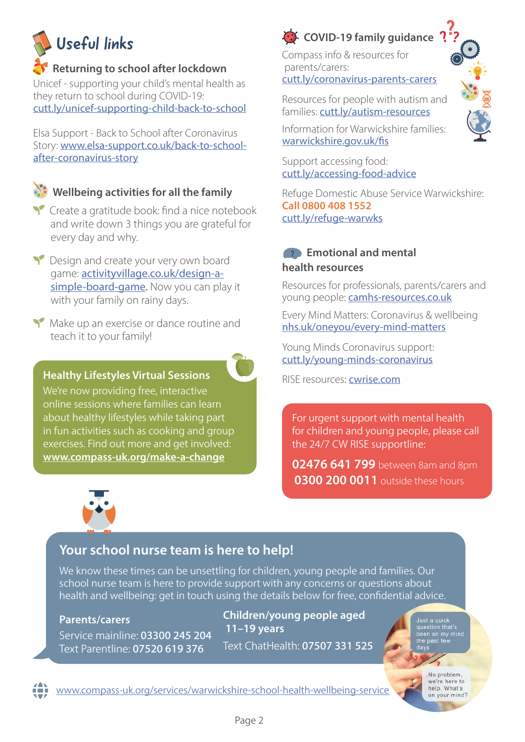## Useful links

### Returning to school after lockdown

Unicef - supporting your child's mental health as they return to school during COVID-19: cutt.ly/unicef-supporting-child-back-to-school

Elsa Support - Back to School after Coronavirus Story: www.elsa-support.co.uk/back-to-school-after-coronavirus-story

### Wellbeing activities for all the family

- Create a gratitude book: find a nice notebook and write down 3 things you are grateful for every day and why.
- Design and create your very own board game: activityvillage.co.uk/design-a-simple-board-game. Now you can play it with your family on rainy days.
- Make up an exercise or dance routine and teach it to your family!

### Healthy Lifestyles Virtual Sessions

We're now providing free, interactive online sessions where families can learn about healthy lifestyles while taking part in fun activities such as cooking and group exercises. Find out more and get involved: **www.compass-uk.org/make-a-change**

### COVID-19 family guidance

Compass info & resources for parents/carers: cutt.ly/coronavirus-parents-carers

Resources for people with autism and families: cutt.ly/autism-resources

Information for Warwickshire families: warwickshire.gov.uk/fis

Support accessing food: cutt.ly/accessing-food-advice

Refuge Domestic Abuse Service Warwickshire: **Call 0800 408 1552** cutt.ly/refuge-warwks

### Emotional and mental health resources

Resources for professionals, parents/carers and young people: camhs-resources.co.uk

Every Mind Matters: Coronavirus & wellbeing nhs.uk/oneyou/every-mind-matters

Young Minds Coronavirus support: cutt.ly/young-minds-coronavirus

RISE resources: cwrise.com

For urgent support with mental health for children and young people, please call the 24/7 CW RISE supportline:

**02476 641 799** between 8am and 8pm
**0300 200 0011** outside these hours

## Your school nurse team is here to help!

We know these times can be unsettling for children, young people and families. Our school nurse team is here to provide support with any concerns or questions about health and wellbeing: get in touch using the details below for free, confidential advice.

**Parents/carers**
Service mainline: **03300 245 204**
Text Parentline: **07520 619 376**

**Children/young people aged 11–19 years**
Text ChatHealth: **07507 331 525**

Just a quick question that's been on my mind the past few days

No problem, we're here to help. What's on your mind?

www.compass-uk.org/services/warwickshire-school-health-wellbeing-service